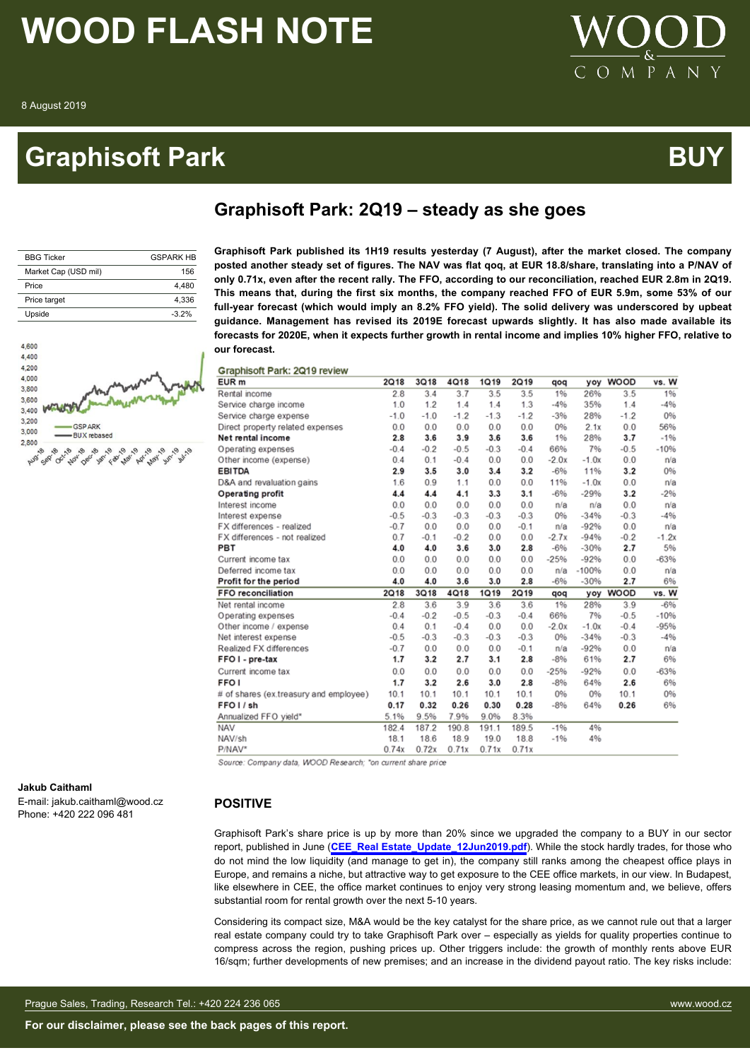# WOOD FLASH NOTE

8 August 2019

# Graphisoft Park

**BUY**

## Graphisoft Park: 2Q19 – steady as she goes

| BBG Ticker | GSPARK HB |
|---|---|
| Market Cap (USD mil) | 156 |
| Price | 4,480 |
| Price target | 4,336 |
| Upside | -3.2% |

**Graphisoft Park published its 1H19 results yesterday (7 August), after the market closed. The company posted another steady set of figures. The NAV was flat qoq, at EUR 18.8/share, translating into a P/NAV of only 0.71x, even after the recent rally. The FFO, according to our reconciliation, reached EUR 2.8m in 2Q19. This means that, during the first six months, the company reached FFO of EUR 5.9m, some 53% of our full-year forecast (which would imply an 8.2% FFO yield). The solid delivery was underscored by upbeat guidance. Management has revised its 2019E forecast upwards slightly. It has also made available its forecasts for 2020E, when it expects further growth in rental income and implies 10% higher FFO, relative to our forecast.**

Graphisoft Park: 2Q19 review

| EUR m | 2Q18 | 3Q18 | 4Q18 | 1Q19 | 2Q19 | qoq | yoy | WOOD | vs. W |
|---|---|---|---|---|---|---|---|---|---|
| Rental income | 2.8 | 3.4 | 3.7 | 3.5 | 3.5 | 1% | 26% | 3.5 | 1% |
| Service charge income | 1.0 | 1.2 | 1.4 | 1.4 | 1.3 | -4% | 35% | 1.4 | -4% |
| Service charge expense | -1.0 | -1.0 | -1.2 | -1.3 | -1.2 | -3% | 28% | -1.2 | 0% |
| Direct property related expenses | 0.0 | 0.0 | 0.0 | 0.0 | 0.0 | 0% | 2.1x | 0.0 | 56% |
| **Net rental income** | **2.8** | **3.6** | **3.9** | **3.6** | **3.6** | 1% | 28% | **3.7** | -1% |
| Operating expenses | -0.4 | -0.2 | -0.5 | -0.3 | -0.4 | 66% | 7% | -0.5 | -10% |
| Other income (expense) | 0.4 | 0.1 | -0.4 | 0.0 | 0.0 | -2.0x | -1.0x | 0.0 | n/a |
| **EBITDA** | **2.9** | **3.5** | **3.0** | **3.4** | **3.2** | -6% | 11% | **3.2** | 0% |
| D&A and revaluation gains | 1.6 | 0.9 | 1.1 | 0.0 | 0.0 | 11% | -1.0x | 0.0 | n/a |
| **Operating profit** | **4.4** | **4.4** | **4.1** | **3.3** | **3.1** | -6% | -29% | **3.2** | -2% |
| Interest income | 0.0 | 0.0 | 0.0 | 0.0 | 0.0 | n/a | n/a | 0.0 | n/a |
| Interest expense | -0.5 | -0.3 | -0.3 | -0.3 | -0.3 | 0% | -34% | -0.3 | -4% |
| FX differences - realized | -0.7 | 0.0 | 0.0 | 0.0 | -0.1 | n/a | -92% | 0.0 | n/a |
| FX differences - not realized | 0.7 | -0.1 | -0.2 | 0.0 | 0.0 | -2.7x | -94% | -0.2 | -1.2x |
| **PBT** | **4.0** | **4.0** | **3.6** | **3.0** | **2.8** | -6% | -30% | **2.7** | 5% |
| Current income tax | 0.0 | 0.0 | 0.0 | 0.0 | 0.0 | -25% | -92% | 0.0 | -63% |
| Deferred income tax | 0.0 | 0.0 | 0.0 | 0.0 | 0.0 | n/a | -100% | 0.0 | n/a |
| **Profit for the period** | **4.0** | **4.0** | **3.6** | **3.0** | **2.8** | -6% | -30% | **2.7** | 6% |
| **FFO reconciliation** | **2Q18** | **3Q18** | **4Q18** | **1Q19** | **2Q19** | **qoq** | **yoy** | **WOOD** | **vs. W** |
| Net rental income | 2.8 | 3.6 | 3.9 | 3.6 | 3.6 | 1% | 28% | 3.9 | -6% |
| Operating expenses | -0.4 | -0.2 | -0.5 | -0.3 | -0.4 | 66% | 7% | -0.5 | -10% |
| Other income / expense | 0.4 | 0.1 | -0.4 | 0.0 | 0.0 | -2.0x | -1.0x | -0.4 | -95% |
| Net interest expense | -0.5 | -0.3 | -0.3 | -0.3 | -0.3 | 0% | -34% | -0.3 | -4% |
| Realized FX differences | -0.7 | 0.0 | 0.0 | 0.0 | -0.1 | n/a | -92% | 0.0 | n/a |
| **FFO I - pre-tax** | **1.7** | **3.2** | **2.7** | **3.1** | **2.8** | -8% | 61% | **2.7** | 6% |
| Current income tax | 0.0 | 0.0 | 0.0 | 0.0 | 0.0 | -25% | -92% | 0.0 | -63% |
| **FFO I** | **1.7** | **3.2** | **2.6** | **3.0** | **2.8** | -8% | 64% | **2.6** | 6% |
| # of shares (ex.treasury and employee) | 10.1 | 10.1 | 10.1 | 10.1 | 10.1 | 0% | 0% | 10.1 | 0% |
| **FFO I / sh** | **0.17** | **0.32** | **0.26** | **0.30** | **0.28** | -8% | 64% | **0.26** | 6% |
| Annualized FFO yield* | 5.1% | 9.5% | 7.9% | 9.0% | 8.3% | | | | |
| NAV | 182.4 | 187.2 | 190.8 | 191.1 | 189.5 | -1% | 4% | | |
| NAV/sh | 18.1 | 18.6 | 18.9 | 19.0 | 18.8 | -1% | 4% | | |
| P/NAV* | 0.74x | 0.72x | 0.71x | 0.71x | 0.71x | | | | |

Source: Company data, WOOD Research; *on current share price

**Jakub Caithaml**
E-mail: jakub.caithaml@wood.cz
Phone: +420 222 096 481

### POSITIVE

Graphisoft Park's share price is up by more than 20% since we upgraded the company to a BUY in our sector report, published in June (**CEE_Real Estate_Update_12Jun2019.pdf**). While the stock hardly trades, for those who do not mind the low liquidity (and manage to get in), the company still ranks among the cheapest office plays in Europe, and remains a niche, but attractive way to get exposure to the CEE office markets, in our view. In Budapest, like elsewhere in CEE, the office market continues to enjoy very strong leasing momentum and, we believe, offers substantial room for rental growth over the next 5-10 years.

Considering its compact size, M&A would be the key catalyst for the share price, as we cannot rule out that a larger real estate company could try to take Graphisoft Park over – especially as yields for quality properties continue to compress across the region, pushing prices up. Other triggers include: the growth of monthly rents above EUR 16/sqm; further developments of new premises; and an increase in the dividend payout ratio. The key risks include: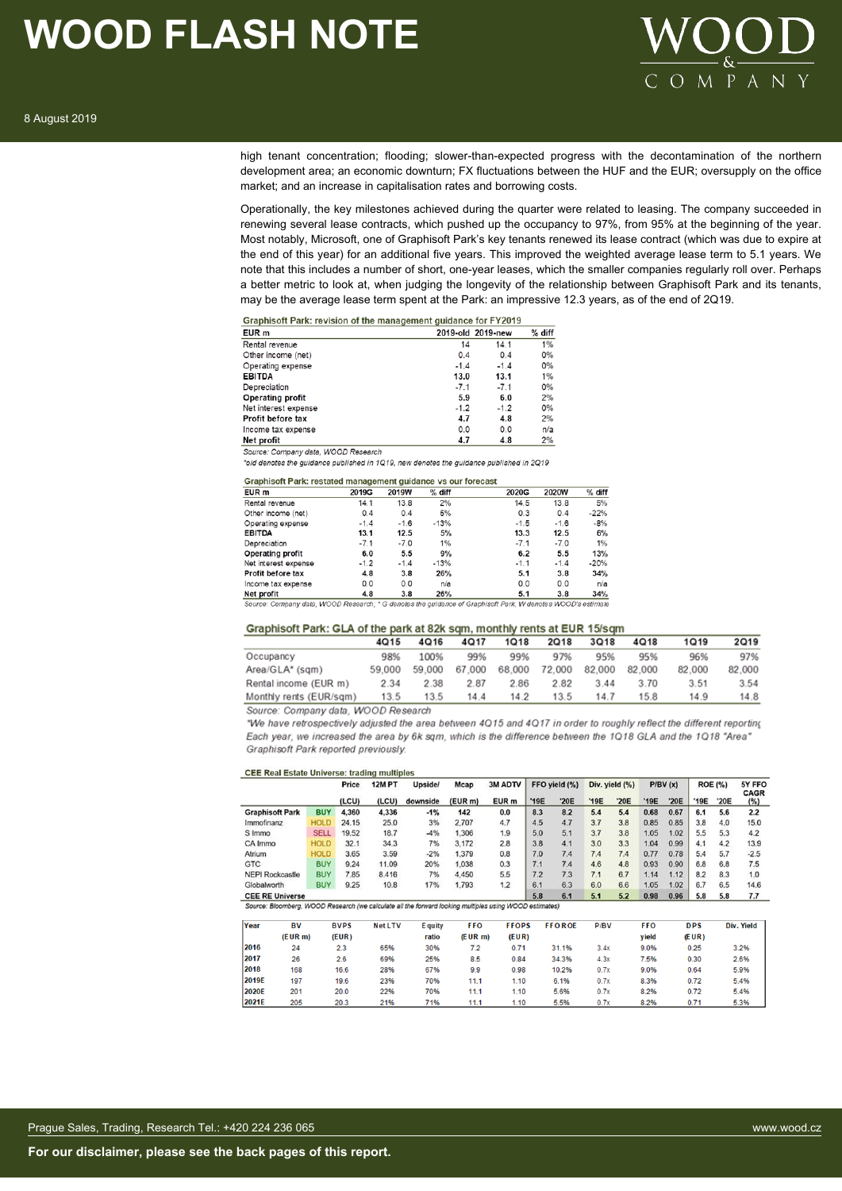high tenant concentration; flooding; slower-than-expected progress with the decontamination of the northern development area; an economic downturn; FX fluctuations between the HUF and the EUR; oversupply on the office market; and an increase in capitalisation rates and borrowing costs.

Operationally, the key milestones achieved during the quarter were related to leasing. The company succeeded in renewing several lease contracts, which pushed up the occupancy to 97%, from 95% at the beginning of the year. Most notably, Microsoft, one of Graphisoft Park's key tenants renewed its lease contract (which was due to expire at the end of this year) for an additional five years. This improved the weighted average lease term to 5.1 years. We note that this includes a number of short, one-year leases, which the smaller companies regularly roll over. Perhaps a better metric to look at, when judging the longevity of the relationship between Graphisoft Park and its tenants, may be the average lease term spent at the Park: an impressive 12.3 years, as of the end of 2Q19.

**Graphisoft Park: revision of the management guidance for FY2019**

| EUR m | 2019-old | 2019-new | % diff |
|---|---|---|---|
| Rental revenue | 14 | 14.1 | 1% |
| Other income (net) | 0.4 | 0.4 | 0% |
| Operating expense | -1.4 | -1.4 | 0% |
| **EBITDA** | **13.0** | **13.1** | 1% |
| Depreciation | -7.1 | -7.1 | 0% |
| **Operating profit** | **5.9** | **6.0** | 2% |
| Net interest expense | -1.2 | -1.2 | 0% |
| **Profit before tax** | **4.7** | **4.8** | 2% |
| Income tax expense | 0.0 | 0.0 | n/a |
| **Net profit** | **4.7** | **4.8** | 2% |

*Source: Company data, WOOD Research*

*old denotes the guidance published in 1Q19, new denotes the guidance published in 2Q19*

**Graphisoft Park: restated management guidance vs our forecast**

| EUR m | 2019G | 2019W | % diff | 2020G | 2020W | % diff |
|---|---|---|---|---|---|---|
| Rental revenue | 14.1 | 13.8 | 2% | 14.5 | 13.8 | 5% |
| Other income (net) | 0.4 | 0.4 | 5% | 0.3 | 0.4 | -22% |
| Operating expense | -1.4 | -1.6 | -13% | -1.5 | -1.6 | -8% |
| **EBITDA** | **13.1** | **12.5** | 5% | **13.3** | **12.5** | 6% |
| Depreciation | -7.1 | -7.0 | 1% | -7.1 | -7.0 | 1% |
| **Operating profit** | **6.0** | **5.5** | 9% | **6.2** | **5.5** | 13% |
| Net interest expense | -1.2 | -1.4 | -13% | -1.1 | -1.4 | -20% |
| **Profit before tax** | **4.8** | **3.8** | 26% | **5.1** | **3.8** | 34% |
| Income tax expense | 0.0 | 0.0 | n/a | 0.0 | 0.0 | n/a |
| **Net profit** | **4.8** | **3.8** | 26% | **5.1** | **3.8** | 34% |

*Source: Company data, WOOD Research; \* G denotes the guidance of Graphisoft Park, W denotes WOOD's estimate*

**Graphisoft Park: GLA of the park at 82k sqm, monthly rents at EUR 15/sqm**

| | 4Q15 | 4Q16 | 4Q17 | 1Q18 | 2Q18 | 3Q18 | 4Q18 | 1Q19 | 2Q19 |
|---|---|---|---|---|---|---|---|---|---|
| Occupancy | 98% | 100% | 99% | 99% | 97% | 95% | 95% | 96% | 97% |
| Area/GLA* (sqm) | 59,000 | 59,000 | 67,000 | 68,000 | 72,000 | 82,000 | 82,000 | 82,000 | 82,000 |
| Rental income (EUR m) | 2.34 | 2.38 | 2.87 | 2.86 | 2.82 | 3.44 | 3.70 | 3.51 | 3.54 |
| Monthly rents (EUR/sqm) | 13.5 | 13.5 | 14.4 | 14.2 | 13.5 | 14.7 | 15.8 | 14.9 | 14.8 |

*Source: Company data, WOOD Research*

*\*We have retrospectively adjusted the area between 4Q15 and 4Q17 in order to roughly reflect the different reporting. Each year, we increased the area by 6k sqm, which is the difference between the 1Q18 GLA and the 1Q18 "Area" Graphisoft Park reported previously.*

**CEE Real Estate Universe: trading multiples**

| | | Price | 12M PT | Upside/ | Mcap | 3M ADTV | FFO yield (%) | | Div. yield (%) | | P/BV (x) | | ROE (%) | | 5Y FFO CAGR |
|---|---|---|---|---|---|---|---|---|---|---|---|---|---|---|---|
| | | (LCU) | (LCU) | downside | (EUR m) | EUR m | '19E | '20E | '19E | '20E | '19E | '20E | '19E | '20E | (%) |
| **Graphisoft Park** | **BUY** | **4,360** | **4,336** | **-1%** | **142** | **0.0** | **8.3** | **8.2** | **5.4** | **5.4** | **0.68** | **0.67** | **6.1** | **5.6** | **2.2** |
| Immofinanz | HOLD | 24.15 | 25.0 | 3% | 2,707 | 4.7 | 4.5 | 4.7 | 3.7 | 3.8 | 0.85 | 0.85 | 3.8 | 4.0 | 15.0 |
| S Immo | SELL | 19.52 | 18.7 | -4% | 1,306 | 1.9 | 5.0 | 5.1 | 3.7 | 3.8 | 1.05 | 1.02 | 5.5 | 5.3 | 4.2 |
| CA Immo | HOLD | 32.1 | 34.3 | 7% | 3,172 | 2.8 | 3.8 | 4.1 | 3.0 | 3.3 | 1.04 | 0.99 | 4.1 | 4.2 | 13.9 |
| Atrium | HOLD | 3.65 | 3.59 | -2% | 1,379 | 0.8 | 7.0 | 7.4 | 7.4 | 7.4 | 0.77 | 0.78 | 5.4 | 5.7 | -2.5 |
| GTC | BUY | 9.24 | 11.09 | 20% | 1,038 | 0.3 | 7.1 | 7.4 | 4.6 | 4.8 | 0.93 | 0.90 | 6.8 | 6.8 | 7.5 |
| NEPI Rockcastle | BUY | 7.85 | 8.416 | 7% | 4,450 | 5.5 | 7.2 | 7.3 | 7.1 | 6.7 | 1.14 | 1.12 | 8.2 | 8.3 | 1.0 |
| Globalworth | BUY | 9.25 | 10.8 | 17% | 1,793 | 1.2 | 6.1 | 6.3 | 6.0 | 6.6 | 1.05 | 1.02 | 6.7 | 6.5 | 14.6 |
| **CEE RE Universe** | | | | | | | **5.8** | **6.1** | **5.1** | **5.2** | **0.98** | **0.96** | **5.8** | **5.8** | **7.7** |

*Source: Bloomberg, WOOD Research (we calculate all the forward looking multiples using WOOD estimates)*

| Year | BV (EUR m) | BVPS (EUR) | Net LTV | Equity ratio | FFO (EUR m) | FFOPS (EUR) | FFO ROE | P/BV | FFO yield | DPS (EUR) | Div. Yield |
|---|---|---|---|---|---|---|---|---|---|---|---|
| 2016 | 24 | 2.3 | 65% | 30% | 7.2 | 0.71 | 31.1% | 3.4x | 9.0% | 0.25 | 3.2% |
| 2017 | 26 | 2.6 | 69% | 25% | 8.5 | 0.84 | 34.3% | 4.3x | 7.5% | 0.30 | 2.6% |
| 2018 | 168 | 16.6 | 28% | 67% | 9.9 | 0.98 | 10.2% | 0.7x | 9.0% | 0.64 | 5.9% |
| 2019E | 197 | 19.6 | 23% | 70% | 11.1 | 1.10 | 6.1% | 0.7x | 8.3% | 0.72 | 5.4% |
| 2020E | 201 | 20.0 | 22% | 70% | 11.1 | 1.10 | 5.6% | 0.7x | 8.2% | 0.72 | 5.4% |
| 2021E | 205 | 20.3 | 21% | 71% | 11.1 | 1.10 | 5.5% | 0.7x | 8.2% | 0.71 | 5.3% |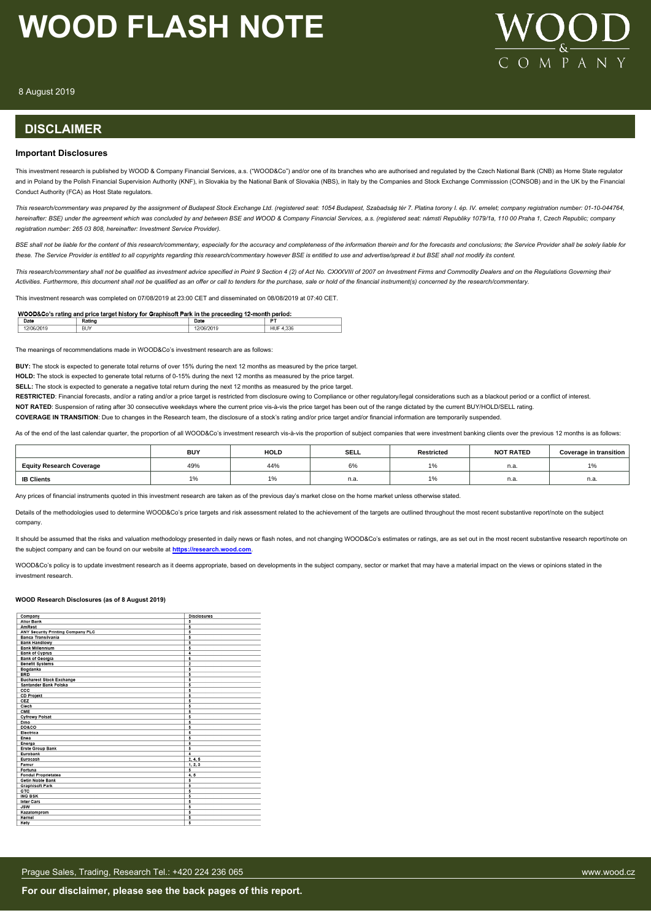# WOOD FLASH NOTE

8 August 2019

## DISCLAIMER

### Important Disclosures

This investment research is published by WOOD & Company Financial Services, a.s. ("WOOD&Co") and/or one of its branches who are authorised and regulated by the Czech National Bank (CNB) as Home State regulator and in Poland by the Polish Financial Supervision Authority (KNF), in Slovakia by the National Bank of Slovakia (NBS), in Italy by the Companies and Stock Exchange Commisssion (CONSOB) and in the UK by the Financial Conduct Authority (FCA) as Host State regulators.

*This research/commentary was prepared by the assignment of Budapest Stock Exchange Ltd. (registered seat: 1054 Budapest, Szabadság tér 7. Platina torony I. ép. IV. emelet; company registration number: 01-10-044764, hereinafter: BSE) under the agreement which was concluded by and between BSE and WOOD & Company Financial Services, a.s. (registered seat: náměstí Republiky 1079/1a, 110 00 Praha 1, Czech Republic; company registration number: 265 03 808, hereinafter: Investment Service Provider).*

*BSE shall not be liable for the content of this research/commentary, especially for the accuracy and completeness of the information therein and for the forecasts and conclusions; the Service Provider shall be solely liable for these. The Service Provider is entitled to all copyrights regarding this research/commentary however BSE is entitled to use and advertise/spread it but BSE shall not modify its content.*

*This research/commentary shall not be qualified as investment advice specified in Point 9 Section 4 (2) of Act No. CXXXVIII of 2007 on Investment Firms and Commodity Dealers and on the Regulations Governing their Activities. Furthermore, this document shall not be qualified as an offer or call to tenders for the purchase, sale or hold of the financial instrument(s) concerned by the research/commentary.*

This investment research was completed on 07/08/2019 at 23:00 CET and disseminated on 08/08/2019 at 07:40 CET.

**WOOD&Co's rating and price target history for Graphisoft Park in the preceeding 12-month period:**

| Date | Rating | Date | PT |
|---|---|---|---|
| 12/06/2019 | BUY | 12/06/2019 | HUF 4,336 |

The meanings of recommendations made in WOOD&Co's investment research are as follows:

**BUY:** The stock is expected to generate total returns of over 15% during the next 12 months as measured by the price target.

**HOLD:** The stock is expected to generate total returns of 0-15% during the next 12 months as measured by the price target.

**SELL:** The stock is expected to generate a negative total return during the next 12 months as measured by the price target.

**RESTRICTED**: Financial forecasts, and/or a rating and/or a price target is restricted from disclosure owing to Compliance or other regulatory/legal considerations such as a blackout period or a conflict of interest.

**NOT RATED**: Suspension of rating after 30 consecutive weekdays where the current price vis-à-vis the price target has been out of the range dictated by the current BUY/HOLD/SELL rating.

**COVERAGE IN TRANSITION**: Due to changes in the Research team, the disclosure of a stock's rating and/or price target and/or financial information are temporarily suspended.

As of the end of the last calendar quarter, the proportion of all WOOD&Co's investment research vis-à-vis the proportion of subject companies that were investment banking clients over the previous 12 months is as follows:

| | BUY | HOLD | SELL | Restricted | NOT RATED | Coverage in transition |
|---|---|---|---|---|---|---|
| **Equity Research Coverage** | 49% | 44% | 6% | 1% | n.a. | 1% |
| **IB Clients** | 1% | 1% | n.a. | 1% | n.a. | n.a. |

Any prices of financial instruments quoted in this investment research are taken as of the previous day's market close on the home market unless otherwise stated.

Details of the methodologies used to determine WOOD&Co's price targets and risk assessment related to the achievement of the targets are outlined throughout the most recent substantive report/note on the subject company.

It should be assumed that the risks and valuation methodology presented in daily news or flash notes, and not changing WOOD&Co's estimates or ratings, are as set out in the most recent substantive research report/note on the subject company and can be found on our website at **https://research.wood.com**.

WOOD&Co's policy is to update investment research as it deems appropriate, based on developments in the subject company, sector or market that may have a material impact on the views or opinions stated in the investment research.

#### WOOD Research Disclosures (as of 8 August 2019)

| Company | Disclosures |
|---|---|
| Alior Bank | 5 |
| AmRest | 5 |
| ANY Security Printing Company PLC | 5 |
| Banca Transilvania | 5 |
| Bank Handlowy | 5 |
| Bank Millennium | 5 |
| Bank of Cyprus | 4 |
| Bank of Georgia | 5 |
| Benefit Systems | 2 |
| Bogdanka | 5 |
| BRD | 5 |
| Bucharest Stock Exchange | 5 |
| Santander Bank Polska | 5 |
| CCC | 5 |
| CD Projekt | 5 |
| CEZ | 5 |
| Ciech | 5 |
| CME | 5 |
| Cyfrowy Polsat | 5 |
| Dino | 5 |
| DO&CO | 5 |
| Electrica | 5 |
| Enea | 5 |
| Energa | 5 |
| Erste Group Bank | 5 |
| Eurobank | 4 |
| Eurocash | 2, 4, 5 |
| Famur | 1, 2, 3 |
| Fortuna | 5 |
| Fondul Proprietatea | 4, 5 |
| Getin Noble Bank | 5 |
| Graphisoft Park | 5 |
| GTC | 5 |
| ING BSK | 5 |
| Inter Cars | 5 |
| JSW | 5 |
| Kazatomprom | 5 |
| Kernel | 5 |
| Kety | 5 |

Prague Sales, Trading, Research Tel.: +420 224 236 065 www.wood.cz

**For our disclaimer, please see the back pages of this report.**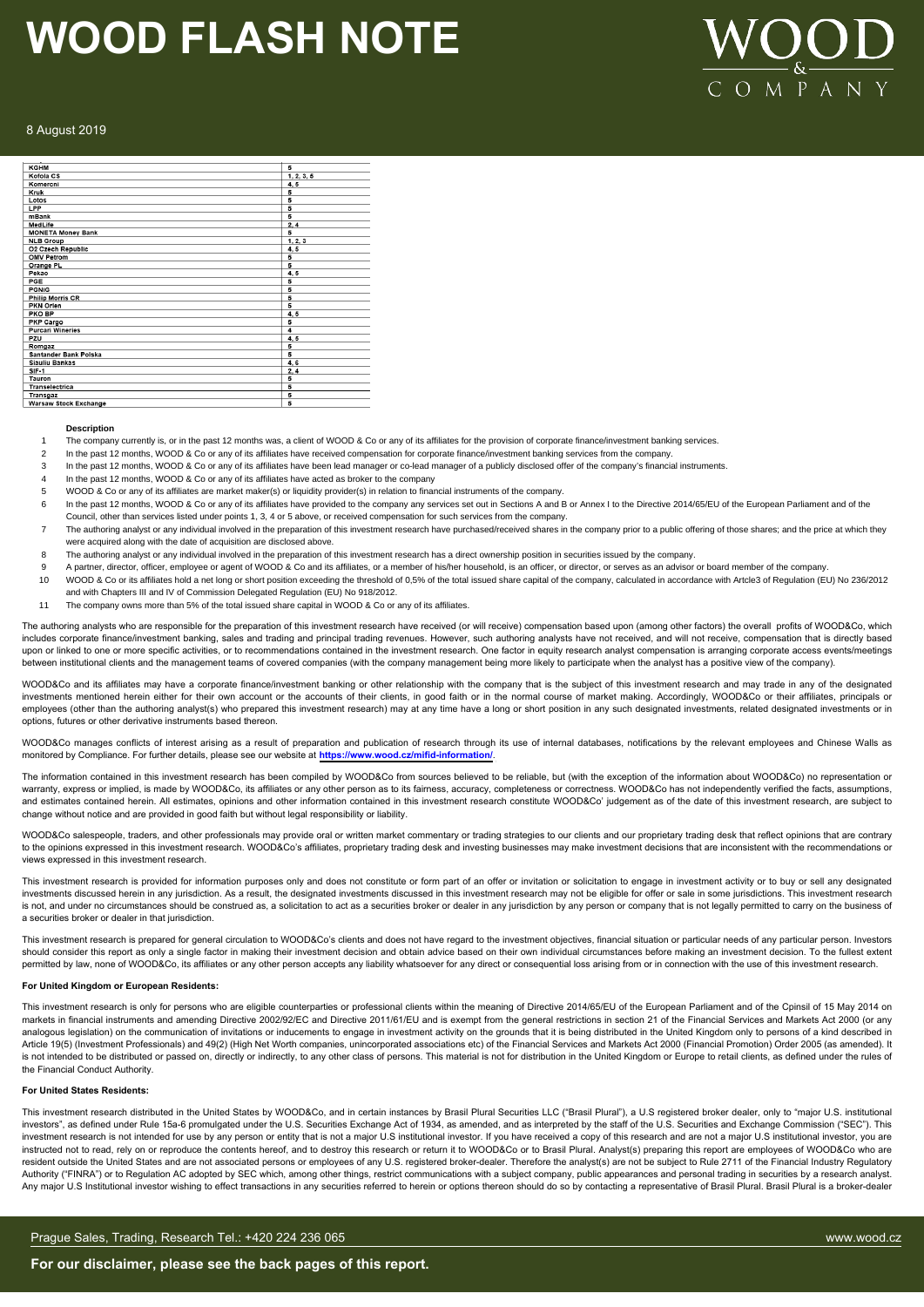| KGHM | 5 |
|---|---|
| Kofola CS | 1, 2, 3, 5 |
| Komercni | 4, 5 |
| Kruk | 5 |
| Lotos | 5 |
| LPP | 5 |
| mBank | 5 |
| MedLife | 2, 4 |
| MONETA Money Bank | 5 |
| NLB Group | 1, 2, 3 |
| O2 Czech Republic | 4, 5 |
| OMV Petrom | 5 |
| Orange PL | 5 |
| Pekao | 4, 5 |
| PGE | 5 |
| PGNiG | 5 |
| Philip Morris CR | 5 |
| PKN Orlen | 5 |
| PKO BP | 4, 5 |
| PKP Cargo | 5 |
| Purcari Wineries | 4 |
| PZU | 4, 5 |
| Romgaz | 5 |
| Santander Bank Polska | 5 |
| Siauliu Bankas | 4, 6 |
| SIF-1 | 2, 4 |
| Tauron | 5 |
| Transelectrica | 5 |
| Transgaz | 5 |
| Warsaw Stock Exchange | 5 |

| | Description |
|---|---|
| 1 | The company currently is, or in the past 12 months was, a client of WOOD & Co or any of its affiliates for the provision of corporate finance/investment banking services. |
| 2 | In the past 12 months, WOOD & Co or any of its affiliates have received compensation for corporate finance/investment banking services from the company. |
| 3 | In the past 12 months, WOOD & Co or any of its affiliates have been lead manager or co-lead manager of a publicly disclosed offer of the company's financial instruments. |
| 4 | In the past 12 months, WOOD & Co or any of its affiliates have acted as broker to the company |
| 5 | WOOD & Co or any of its affiliates are market maker(s) or liquidity provider(s) in relation to financial instruments of the company. |
| 6 | In the past 12 months, WOOD & Co or any of its affiliates have provided to the company any services set out in Sections A and B or Annex I to the Directive 2014/65/EU of the European Parliament and of the Council, other than services listed under points 1, 3, 4 or 5 above, or received compensation for such services from the company. |
| 7 | The authoring analyst or any individual involved in the preparation of this investment research have purchased/received shares in the company prior to a public offering of those shares; and the price at which they were acquired along with the date of acquisition are disclosed above. |
| 8 | The authoring analyst or any individual involved in the preparation of this investment research has a direct ownership position in securities issued by the company. |
| 9 | A partner, director, officer, employee or agent of WOOD & Co and its affiliates, or a member of his/her household, is an officer, or director, or serves as an advisor or board member of the company. |
| 10 | WOOD & Co or its affiliates hold a net long or short position exceeding the threshold of 0,5% of the total issued share capital of the company, calculated in accordance with Artcle3 of Regulation (EU) No 236/2012 and with Chapters III and IV of Commission Delegated Regulation (EU) No 918/2012. |
| 11 | The company owns more than 5% of the total issued share capital in WOOD & Co or any of its affiliates. |

The authoring analysts who are responsible for the preparation of this investment research have received (or will receive) compensation based upon (among other factors) the overall profits of WOOD&Co, which includes corporate finance/investment banking, sales and trading and principal trading revenues. However, such authoring analysts have not received, and will not receive, compensation that is directly based upon or linked to one or more specific activities, or to recommendations contained in the investment research. One factor in equity research analyst compensation is arranging corporate access events/meetings between institutional clients and the management teams of covered companies (with the company management being more likely to participate when the analyst has a positive view of the company).

WOOD&Co and its affiliates may have a corporate finance/investment banking or other relationship with the company that is the subject of this investment research and may trade in any of the designated investments mentioned herein either for their own account or the accounts of their clients, in good faith or in the normal course of market making. Accordingly, WOOD&Co or their affiliates, principals or employees (other than the authoring analyst(s) who prepared this investment research) may at any time have a long or short position in any such designated investments, related designated investments or in options, futures or other derivative instruments based thereon.

WOOD&Co manages conflicts of interest arising as a result of preparation and publication of research through its use of internal databases, notifications by the relevant employees and Chinese Walls as monitored by Compliance. For further details, please see our website at **https://www.wood.cz/mifid-information/**.

The information contained in this investment research has been compiled by WOOD&Co from sources believed to be reliable, but (with the exception of the information about WOOD&Co) no representation or warranty, express or implied, is made by WOOD&Co, its affiliates or any other person as to its fairness, accuracy, completeness or correctness. WOOD&Co has not independently verified the facts, assumptions, and estimates contained herein. All estimates, opinions and other information contained in this investment research constitute WOOD&Co' judgement as of the date of this investment research, are subject to change without notice and are provided in good faith but without legal responsibility or liability.

WOOD&Co salespeople, traders, and other professionals may provide oral or written market commentary or trading strategies to our clients and our proprietary trading desk that reflect opinions that are contrary to the opinions expressed in this investment research. WOOD&Co's affiliates, proprietary trading desk and investing businesses may make investment decisions that are inconsistent with the recommendations or views expressed in this investment research.

This investment research is provided for information purposes only and does not constitute or form part of an offer or invitation or solicitation to engage in investment activity or to buy or sell any designated investments discussed herein in any jurisdiction. As a result, the designated investments discussed in this investment research may not be eligible for offer or sale in some jurisdictions. This investment research is not, and under no circumstances should be construed as, a solicitation to act as a securities broker or dealer in any jurisdiction by any person or company that is not legally permitted to carry on the business of a securities broker or dealer in that jurisdiction.

This investment research is prepared for general circulation to WOOD&Co's clients and does not have regard to the investment objectives, financial situation or particular needs of any particular person. Investors should consider this report as only a single factor in making their investment decision and obtain advice based on their own individual circumstances before making an investment decision. To the fullest extent permitted by law, none of WOOD&Co, its affiliates or any other person accepts any liability whatsoever for any direct or consequential loss arising from or in connection with the use of this investment research.

**For United Kingdom or European Residents:**

This investment research is only for persons who are eligible counterparties or professional clients within the meaning of Directive 2014/65/EU of the European Parliament and of the Cpinsil of 15 May 2014 on markets in financial instruments and amending Directive 2002/92/EC and Directive 2011/61/EU and is exempt from the general restrictions in section 21 of the Financial Services and Markets Act 2000 (or any analogous legislation) on the communication of invitations or inducements to engage in investment activity on the grounds that it is being distributed in the United Kingdom only to persons of a kind described in Article 19(5) (Investment Professionals) and 49(2) (High Net Worth companies, unincorporated associations etc) of the Financial Services and Markets Act 2000 (Financial Promotion) Order 2005 (as amended). It is not intended to be distributed or passed on, directly or indirectly, to any other class of persons. This material is not for distribution in the United Kingdom or Europe to retail clients, as defined under the rules of the Financial Conduct Authority.

**For United States Residents:**

This investment research distributed in the United States by WOOD&Co, and in certain instances by Brasil Plural Securities LLC ("Brasil Plural"), a U.S registered broker dealer, only to "major U.S. institutional investors", as defined under Rule 15a-6 promulgated under the U.S. Securities Exchange Act of 1934, as amended, and as interpreted by the staff of the U.S. Securities and Exchange Commission ("SEC"). This investment research is not intended for use by any person or entity that is not a major U.S institutional investor. If you have received a copy of this research and are not a major U.S institutional investor, you are instructed not to read, rely on or reproduce the contents hereof, and to destroy this research or return it to WOOD&Co or to Brasil Plural. Analyst(s) preparing this report are employees of WOOD&Co who are resident outside the United States and are not associated persons or employees of any U.S. registered broker-dealer. Therefore the analyst(s) are not be subject to Rule 2711 of the Financial Industry Regulatory Authority ("FINRA") or to Regulation AC adopted by SEC which, among other things, restrict communications with a subject company, public appearances and personal trading in securities by a research analyst. Any major U.S Institutional investor wishing to effect transactions in any securities referred to herein or options thereon should do so by contacting a representative of Brasil Plural. Brasil Plural is a broker-dealer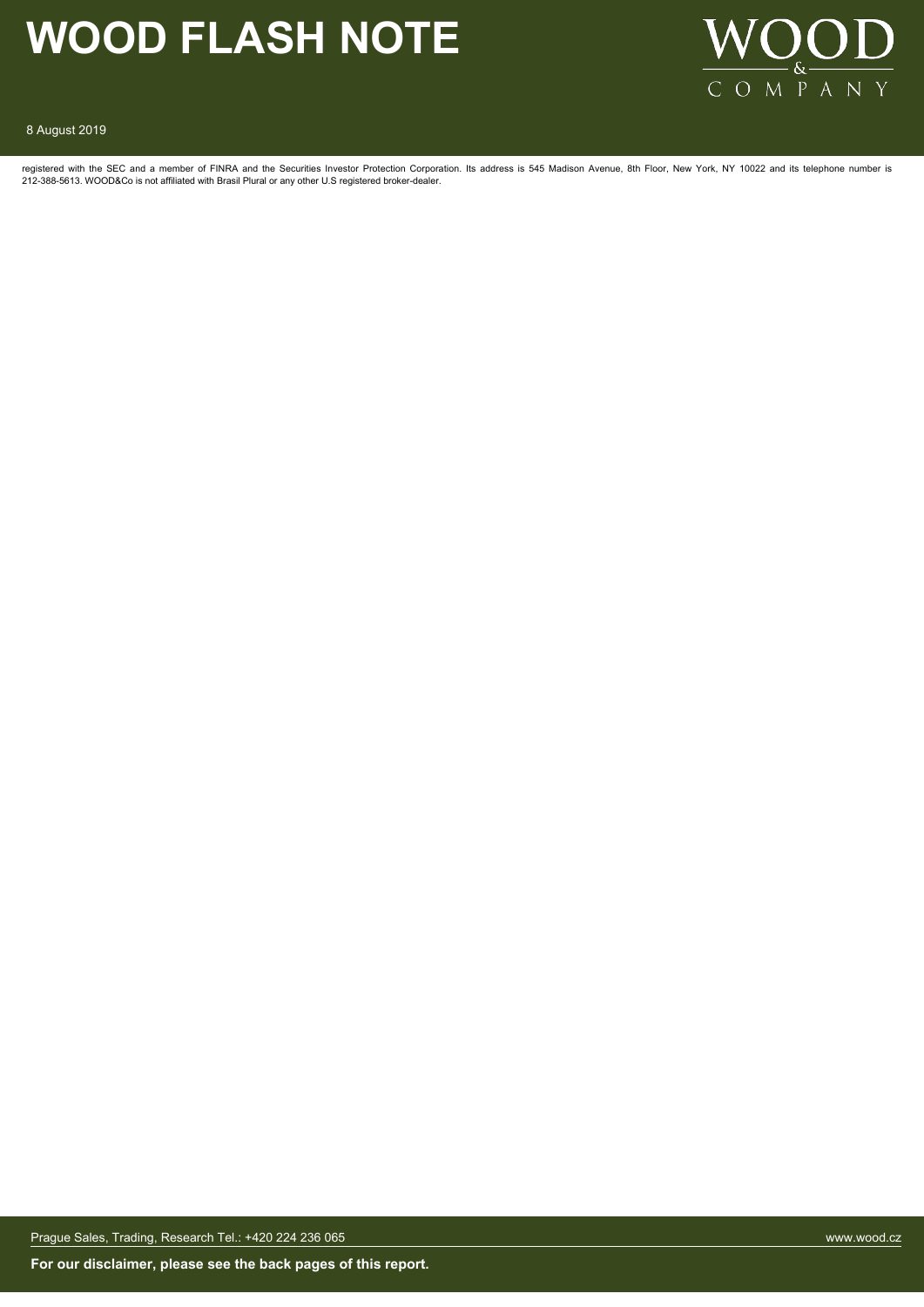registered with the SEC and a member of FINRA and the Securities Investor Protection Corporation. Its address is 545 Madison Avenue, 8th Floor, New York, NY 10022 and its telephone number is 212-388-5613. WOOD&Co is not affiliated with Brasil Plural or any other U.S registered broker-dealer.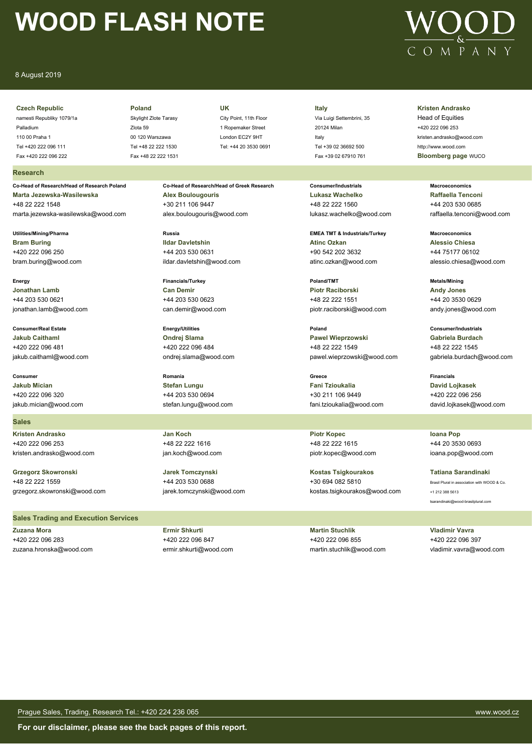# WOOD FLASH NOTE

8 August 2019

**Czech Republic**
namesti Republiky 1079/1a
Palladium
110 00 Praha 1
Tel +420 222 096 111
Fax +420 222 096 222

**Poland**
Skylight Zlote Tarasy
Zlota 59
00 120 Warszawa
Tel +48 22 222 1530
Fax +48 22 222 1531

**UK**
City Point, 11th Floor
1 Ropemaker Street
London EC2Y 9HT
Tel: +44 20 3530 0691

**Italy**
Via Luigi Settembrini, 35
20124 Milan
Italy
Tel +39 02 36692 500
Fax +39 02 67910 761

**Kristen Andrasko**
Head of Equities
+420 222 096 253
kristen.andrasko@wood.com
http://www.wood.com
**Bloomberg page** WUCO

## Research

**Co-Head of Research/Head of Research Poland**
**Marta Jezewska-Wasilewska**
+48 22 222 1548
marta.jezewska-wasilewska@wood.com

**Co-Head of Research/Head of Greek Research**
**Alex Boulougouris**
+30 211 106 9447
alex.boulougouris@wood.com

**Consumer/Industrials**
**Lukasz Wachelko**
+48 22 222 1560
lukasz.wachelko@wood.com

**Macroeconomics**
**Raffaella Tenconi**
+44 203 530 0685
raffaella.tenconi@wood.com

**Utilities/Mining/Pharma**
**Bram Buring**
+420 222 096 250
bram.buring@wood.com

**Russia**
**Ildar Davletshin**
+44 203 530 0631
ildar.davletshin@wood.com

**EMEA TMT & Industrials/Turkey**
**Atinc Ozkan**
+90 542 202 3632
atinc.ozkan@wood.com

**Macroeconomics**
**Alessio Chiesa**
+44 75177 06102
alessio.chiesa@wood.com

**Energy**
**Jonathan Lamb**
+44 203 530 0621
jonathan.lamb@wood.com

**Financials/Turkey**
**Can Demir**
+44 203 530 0623
can.demir@wood.com

**Poland/TMT**
**Piotr Raciborski**
+48 22 222 1551
piotr.raciborski@wood.com

**Metals/Mining**
**Andy Jones**
+44 20 3530 0629
andy.jones@wood.com

**Consumer/Real Estate**
**Jakub Caithaml**
+420 222 096 481
jakub.caithaml@wood.com

**Energy/Utilities**
**Ondrej Slama**
+420 222 096 484
ondrej.slama@wood.com

**Poland**
**Pawel Wieprzowski**
+48 22 222 1549
pawel.wieprzowski@wood.com

**Consumer/Industrials**
**Gabriela Burdach**
+48 22 222 1545
gabriela.burdach@wood.com

**Consumer**
**Jakub Mician**
+420 222 096 320
jakub.mician@wood.com

**Romania**
**Stefan Lungu**
+44 203 530 0694
stefan.lungu@wood.com

**Greece**
**Fani Tzioukalia**
+30 211 106 9449
fani.tzioukalia@wood.com

**Financials**
**David Lojkasek**
+420 222 096 256
david.lojkasek@wood.com

## Sales

**Kristen Andrasko**
+420 222 096 253
kristen.andrasko@wood.com

**Jan Koch**
+48 22 222 1616
jan.koch@wood.com

**Piotr Kopec**
+48 22 222 1615
piotr.kopec@wood.com

**Ioana Pop**
+44 20 3530 0693
ioana.pop@wood.com

**Grzegorz Skowronski**
+48 22 222 1559
grzegorz.skowronski@wood.com

**Jarek Tomczynski**
+44 203 530 0688
jarek.tomczynski@wood.com

**Kostas Tsigkourakos**
+30 694 082 5810
kostas.tsigkourakos@wood.com

**Tatiana Sarandinaki**
Brasil Plural in association with WOOD & Co.
+1 212 388 5613
tsarandinaki@wood-brasilplural.com

## Sales Trading and Execution Services

**Zuzana Mora**
+420 222 096 283
zuzana.hronska@wood.com

**Ermir Shkurti**
+420 222 096 847
ermir.shkurti@wood.com

**Martin Stuchlik**
+420 222 096 855
martin.stuchlik@wood.com

**Vladimir Vavra**
+420 222 096 397
vladimir.vavra@wood.com

Prague Sales, Trading, Research Tel.: +420 224 236 065 www.wood.cz

**For our disclaimer, please see the back pages of this report.**